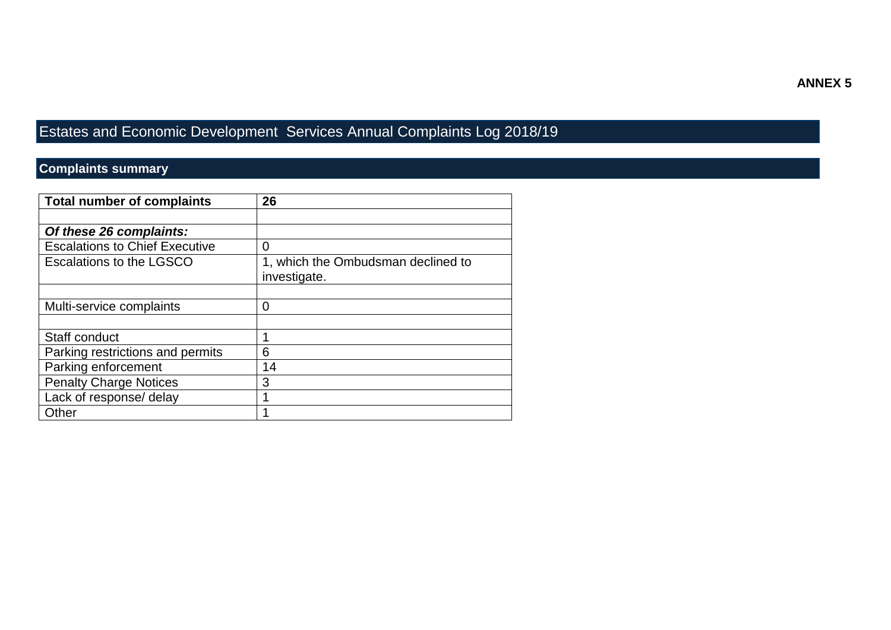**ANNEX 5**

# Estates and Economic Development Services Annual Complaints Log 2018/19

## Complaints summary

| **Total number of complaints** | **26** |
|---|---|
| | |
| ***Of these 26 complaints:*** | |
| Escalations to Chief Executive | 0 |
| Escalations to the LGSCO | 1, which the Ombudsman declined to investigate. |
| | |
| Multi-service complaints | 0 |
| | |
| Staff conduct | 1 |
| Parking restrictions and permits | 6 |
| Parking enforcement | 14 |
| Penalty Charge Notices | 3 |
| Lack of response/ delay | 1 |
| Other | 1 |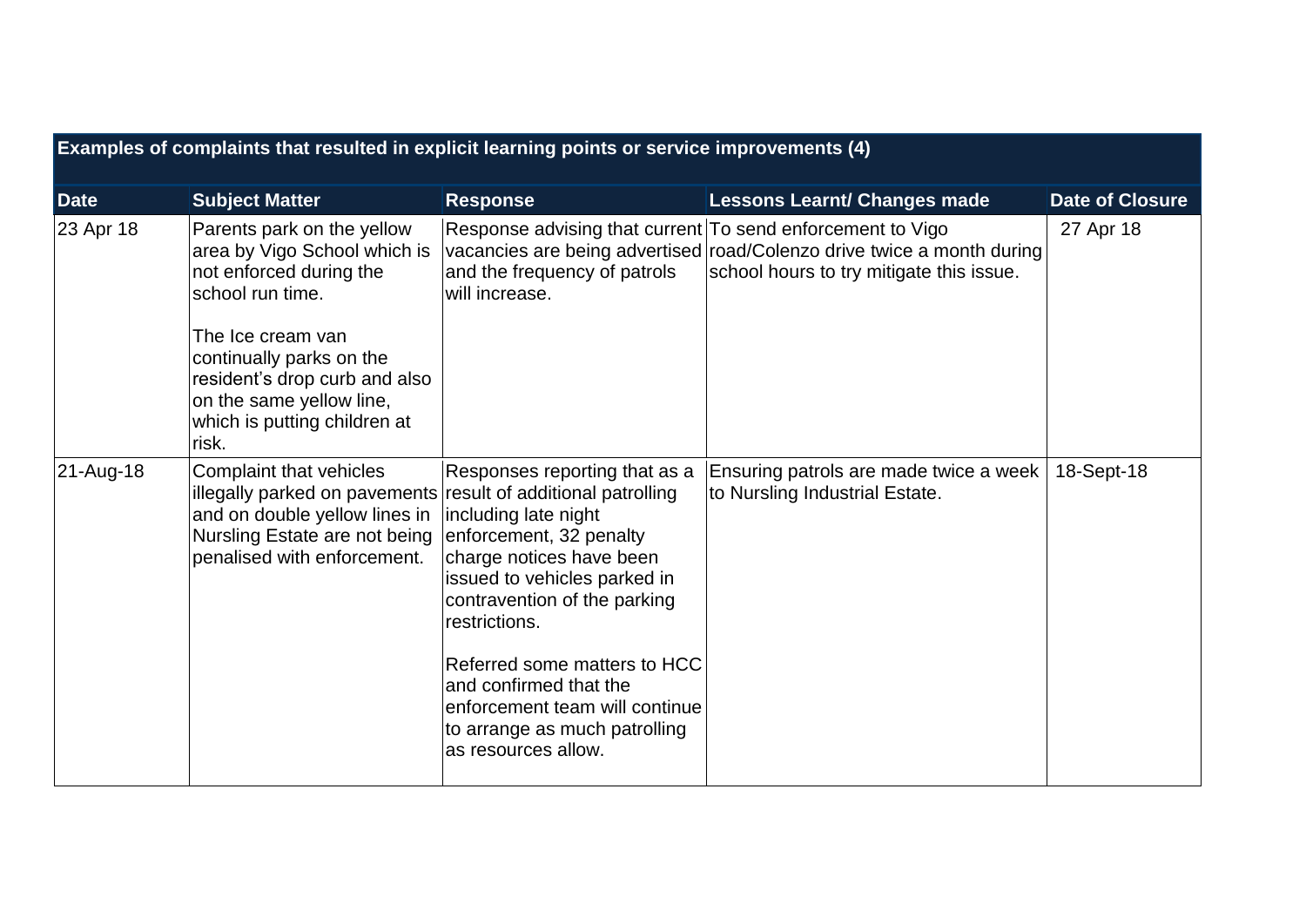| Examples of complaints that resulted in explicit learning points or service improvements (4) | | | | |
|---|---|---|---|---|
| **Date** | **Subject Matter** | **Response** | **Lessons Learnt/ Changes made** | **Date of Closure** |
| 23 Apr 18 | Parents park on the yellow area by Vigo School which is not enforced during the school run time.<br><br>The Ice cream van continually parks on the resident's drop curb and also on the same yellow line, which is putting children at risk. | Response advising that current vacancies are being advertised and the frequency of patrols will increase. | To send enforcement to Vigo road/Colenzo drive twice a month during school hours to try mitigate this issue. | 27 Apr 18 |
| 21-Aug-18 | Complaint that vehicles illegally parked on pavements and on double yellow lines in Nursling Estate are not being penalised with enforcement. | Responses reporting that as a result of additional patrolling including late night enforcement, 32 penalty charge notices have been issued to vehicles parked in contravention of the parking restrictions.<br><br>Referred some matters to HCC and confirmed that the enforcement team will continue to arrange as much patrolling as resources allow. | Ensuring patrols are made twice a week to Nursling Industrial Estate. | 18-Sept-18 |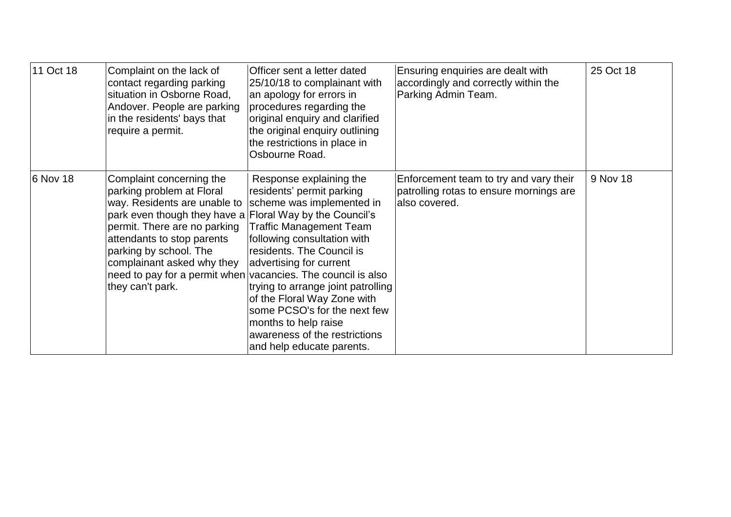| | | | | |
|---|---|---|---|---|
| 11 Oct 18 | Complaint on the lack of contact regarding parking situation in Osborne Road, Andover. People are parking in the residents' bays that require a permit. | Officer sent a letter dated 25/10/18 to complainant with an apology for errors in procedures regarding the original enquiry and clarified the original enquiry outlining the restrictions in place in Osbourne Road. | Ensuring enquiries are dealt with accordingly and correctly within the Parking Admin Team. | 25 Oct 18 |
| 6 Nov 18 | Complaint concerning the parking problem at Floral way. Residents are unable to park even though they have a permit. There are no parking attendants to stop parents parking by school. The complainant asked why they need to pay for a permit when they can't park. | Response explaining the residents' permit parking scheme was implemented in Floral Way by the Council's Traffic Management Team following consultation with residents. The Council is advertising for current vacancies. The council is also trying to arrange joint patrolling of the Floral Way Zone with some PCSO's for the next few months to help raise awareness of the restrictions and help educate parents. | Enforcement team to try and vary their patrolling rotas to ensure mornings are also covered. | 9 Nov 18 |